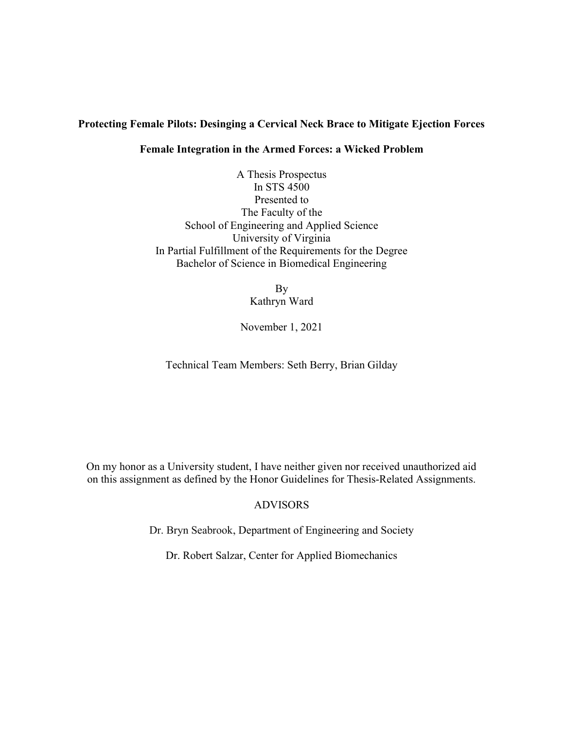**Protecting Female Pilots: Desinging a Cervical Neck Brace to Mitigate Ejection Forces**

**Female Integration in the Armed Forces: a Wicked Problem**

A Thesis Prospectus
In STS 4500
Presented to
The Faculty of the
School of Engineering and Applied Science
University of Virginia
In Partial Fulfillment of the Requirements for the Degree
Bachelor of Science in Biomedical Engineering

By
Kathryn Ward

November 1, 2021

Technical Team Members: Seth Berry, Brian Gilday

On my honor as a University student, I have neither given nor received unauthorized aid on this assignment as defined by the Honor Guidelines for Thesis-Related Assignments.

ADVISORS

Dr. Bryn Seabrook, Department of Engineering and Society

Dr. Robert Salzar, Center for Applied Biomechanics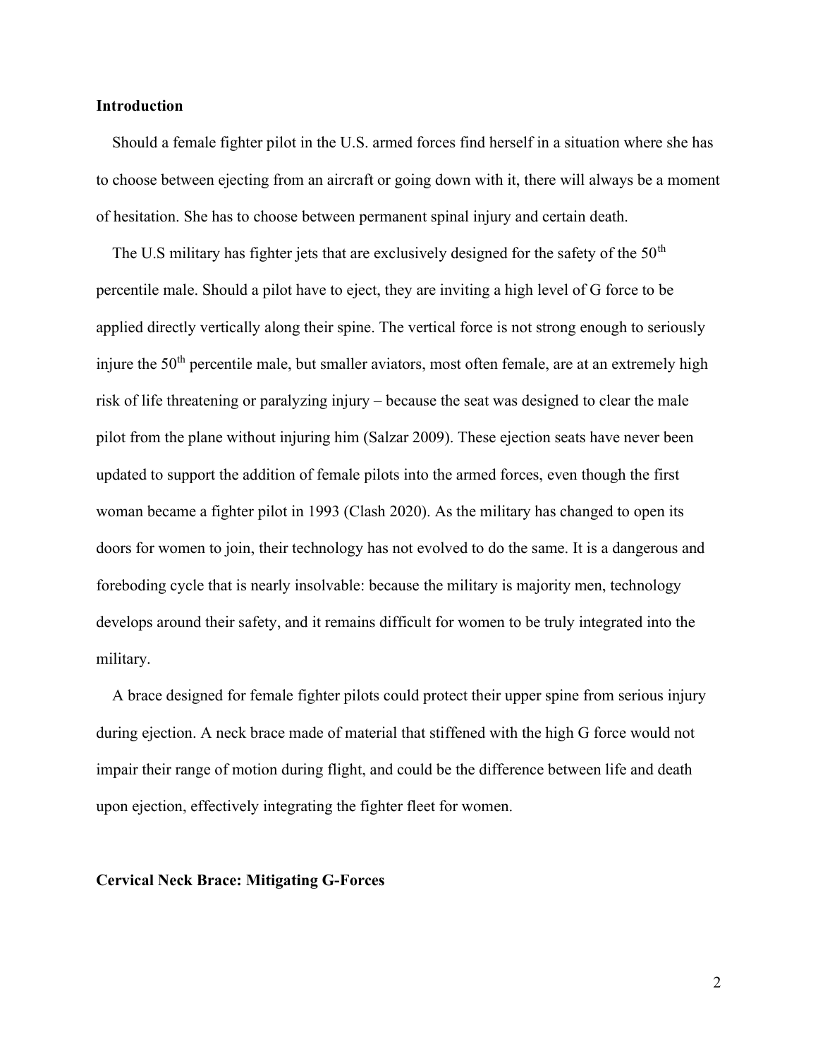## Introduction

Should a female fighter pilot in the U.S. armed forces find herself in a situation where she has to choose between ejecting from an aircraft or going down with it, there will always be a moment of hesitation. She has to choose between permanent spinal injury and certain death.

The U.S military has fighter jets that are exclusively designed for the safety of the 50th percentile male. Should a pilot have to eject, they are inviting a high level of G force to be applied directly vertically along their spine. The vertical force is not strong enough to seriously injure the 50th percentile male, but smaller aviators, most often female, are at an extremely high risk of life threatening or paralyzing injury – because the seat was designed to clear the male pilot from the plane without injuring him (Salzar 2009). These ejection seats have never been updated to support the addition of female pilots into the armed forces, even though the first woman became a fighter pilot in 1993 (Clash 2020). As the military has changed to open its doors for women to join, their technology has not evolved to do the same. It is a dangerous and foreboding cycle that is nearly insolvable: because the military is majority men, technology develops around their safety, and it remains difficult for women to be truly integrated into the military.

A brace designed for female fighter pilots could protect their upper spine from serious injury during ejection. A neck brace made of material that stiffened with the high G force would not impair their range of motion during flight, and could be the difference between life and death upon ejection, effectively integrating the fighter fleet for women.

## Cervical Neck Brace: Mitigating G-Forces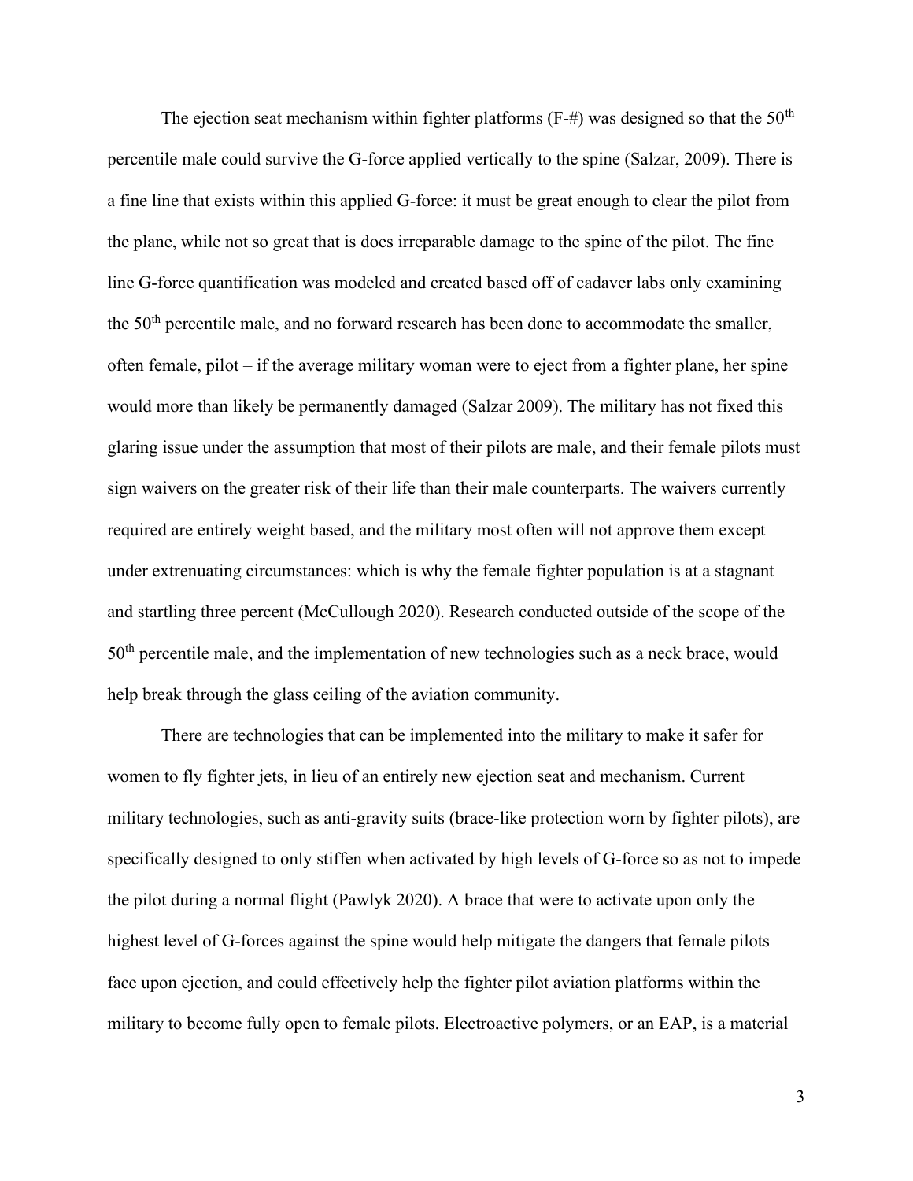The ejection seat mechanism within fighter platforms (F-#) was designed so that the 50th percentile male could survive the G-force applied vertically to the spine (Salzar, 2009). There is a fine line that exists within this applied G-force: it must be great enough to clear the pilot from the plane, while not so great that is does irreparable damage to the spine of the pilot. The fine line G-force quantification was modeled and created based off of cadaver labs only examining the 50th percentile male, and no forward research has been done to accommodate the smaller, often female, pilot – if the average military woman were to eject from a fighter plane, her spine would more than likely be permanently damaged (Salzar 2009). The military has not fixed this glaring issue under the assumption that most of their pilots are male, and their female pilots must sign waivers on the greater risk of their life than their male counterparts. The waivers currently required are entirely weight based, and the military most often will not approve them except under extrenuating circumstances: which is why the female fighter population is at a stagnant and startling three percent (McCullough 2020). Research conducted outside of the scope of the 50th percentile male, and the implementation of new technologies such as a neck brace, would help break through the glass ceiling of the aviation community.

There are technologies that can be implemented into the military to make it safer for women to fly fighter jets, in lieu of an entirely new ejection seat and mechanism. Current military technologies, such as anti-gravity suits (brace-like protection worn by fighter pilots), are specifically designed to only stiffen when activated by high levels of G-force so as not to impede the pilot during a normal flight (Pawlyk 2020). A brace that were to activate upon only the highest level of G-forces against the spine would help mitigate the dangers that female pilots face upon ejection, and could effectively help the fighter pilot aviation platforms within the military to become fully open to female pilots. Electroactive polymers, or an EAP, is a material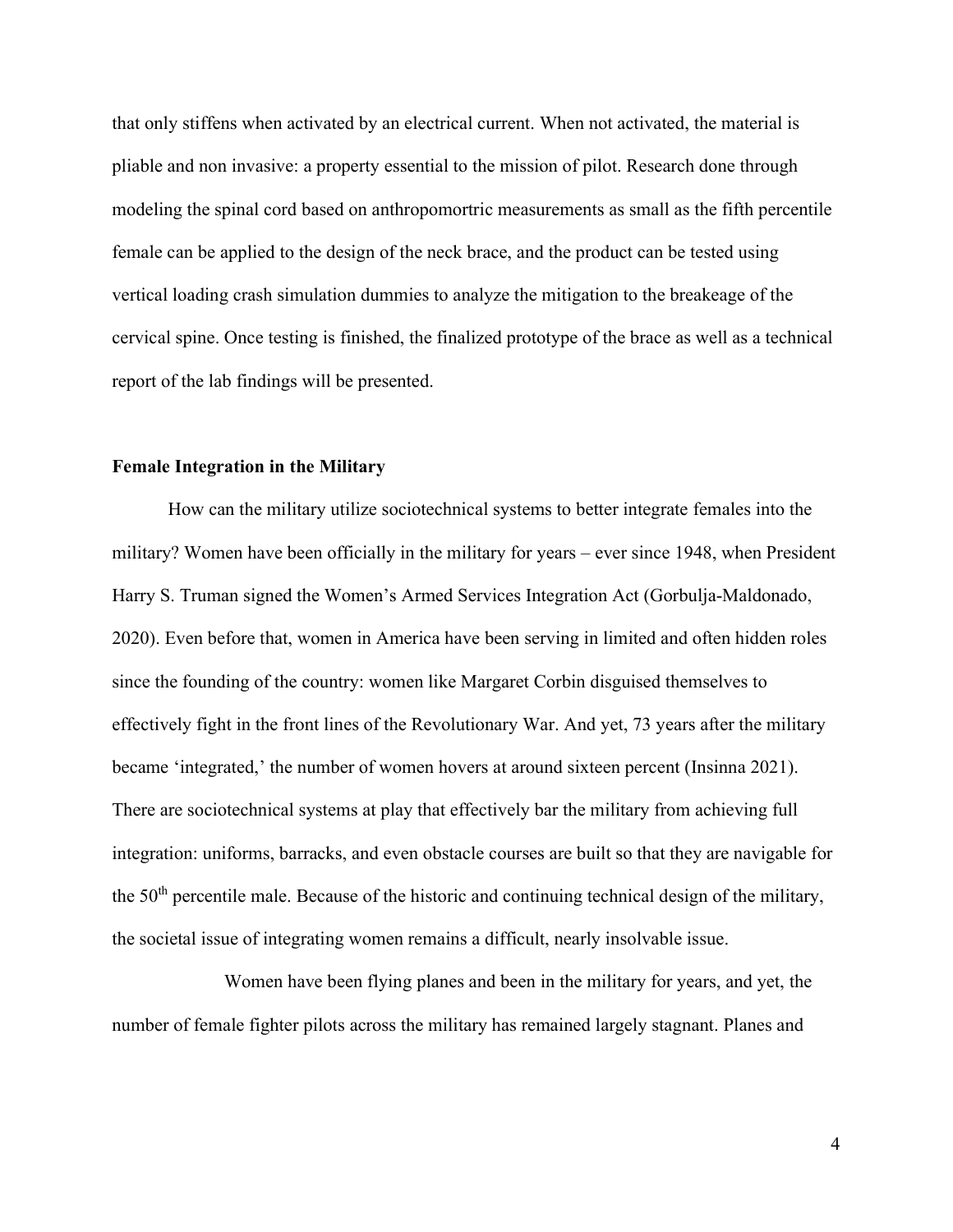that only stiffens when activated by an electrical current. When not activated, the material is pliable and non invasive: a property essential to the mission of pilot. Research done through modeling the spinal cord based on anthropomortric measurements as small as the fifth percentile female can be applied to the design of the neck brace, and the product can be tested using vertical loading crash simulation dummies to analyze the mitigation to the breakeage of the cervical spine. Once testing is finished, the finalized prototype of the brace as well as a technical report of the lab findings will be presented.

**Female Integration in the Military**

How can the military utilize sociotechnical systems to better integrate females into the military? Women have been officially in the military for years – ever since 1948, when President Harry S. Truman signed the Women's Armed Services Integration Act (Gorbulja-Maldonado, 2020). Even before that, women in America have been serving in limited and often hidden roles since the founding of the country: women like Margaret Corbin disguised themselves to effectively fight in the front lines of the Revolutionary War. And yet, 73 years after the military became 'integrated,' the number of women hovers at around sixteen percent (Insinna 2021). There are sociotechnical systems at play that effectively bar the military from achieving full integration: uniforms, barracks, and even obstacle courses are built so that they are navigable for the 50th percentile male. Because of the historic and continuing technical design of the military, the societal issue of integrating women remains a difficult, nearly insolvable issue.

Women have been flying planes and been in the military for years, and yet, the number of female fighter pilots across the military has remained largely stagnant. Planes and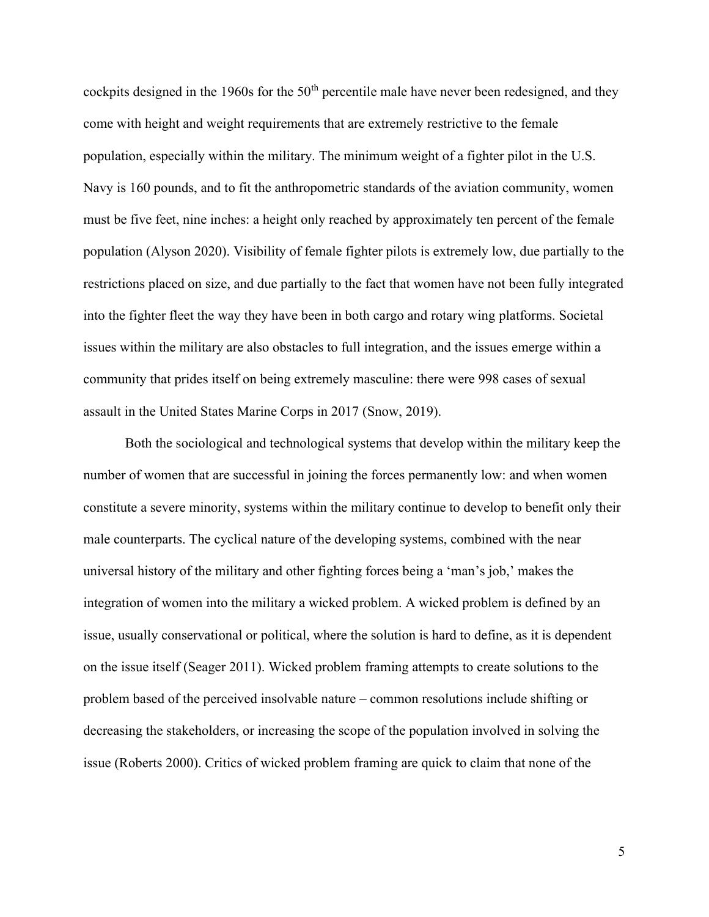cockpits designed in the 1960s for the 50th percentile male have never been redesigned, and they come with height and weight requirements that are extremely restrictive to the female population, especially within the military. The minimum weight of a fighter pilot in the U.S. Navy is 160 pounds, and to fit the anthropometric standards of the aviation community, women must be five feet, nine inches: a height only reached by approximately ten percent of the female population (Alyson 2020). Visibility of female fighter pilots is extremely low, due partially to the restrictions placed on size, and due partially to the fact that women have not been fully integrated into the fighter fleet the way they have been in both cargo and rotary wing platforms. Societal issues within the military are also obstacles to full integration, and the issues emerge within a community that prides itself on being extremely masculine: there were 998 cases of sexual assault in the United States Marine Corps in 2017 (Snow, 2019).

Both the sociological and technological systems that develop within the military keep the number of women that are successful in joining the forces permanently low: and when women constitute a severe minority, systems within the military continue to develop to benefit only their male counterparts. The cyclical nature of the developing systems, combined with the near universal history of the military and other fighting forces being a 'man's job,' makes the integration of women into the military a wicked problem. A wicked problem is defined by an issue, usually conservational or political, where the solution is hard to define, as it is dependent on the issue itself (Seager 2011). Wicked problem framing attempts to create solutions to the problem based of the perceived insolvable nature – common resolutions include shifting or decreasing the stakeholders, or increasing the scope of the population involved in solving the issue (Roberts 2000). Critics of wicked problem framing are quick to claim that none of the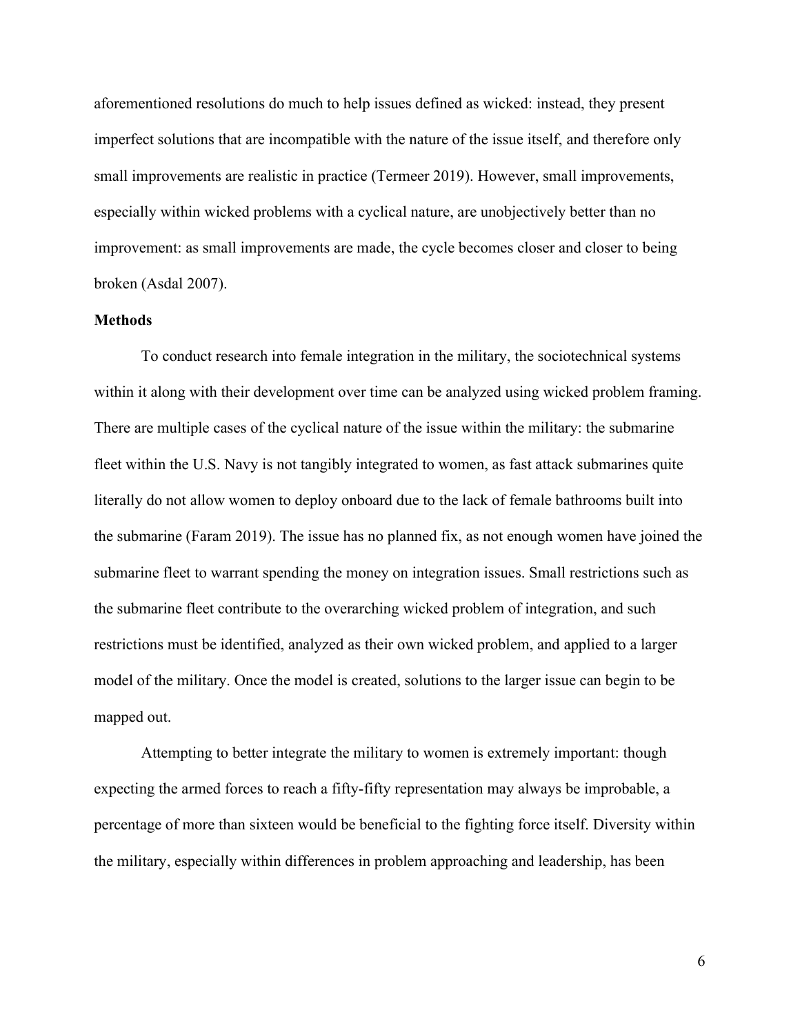aforementioned resolutions do much to help issues defined as wicked: instead, they present imperfect solutions that are incompatible with the nature of the issue itself, and therefore only small improvements are realistic in practice (Termeer 2019). However, small improvements, especially within wicked problems with a cyclical nature, are unobjectively better than no improvement: as small improvements are made, the cycle becomes closer and closer to being broken (Asdal 2007).

**Methods**

To conduct research into female integration in the military, the sociotechnical systems within it along with their development over time can be analyzed using wicked problem framing. There are multiple cases of the cyclical nature of the issue within the military: the submarine fleet within the U.S. Navy is not tangibly integrated to women, as fast attack submarines quite literally do not allow women to deploy onboard due to the lack of female bathrooms built into the submarine (Faram 2019). The issue has no planned fix, as not enough women have joined the submarine fleet to warrant spending the money on integration issues. Small restrictions such as the submarine fleet contribute to the overarching wicked problem of integration, and such restrictions must be identified, analyzed as their own wicked problem, and applied to a larger model of the military. Once the model is created, solutions to the larger issue can begin to be mapped out.

Attempting to better integrate the military to women is extremely important: though expecting the armed forces to reach a fifty-fifty representation may always be improbable, a percentage of more than sixteen would be beneficial to the fighting force itself. Diversity within the military, especially within differences in problem approaching and leadership, has been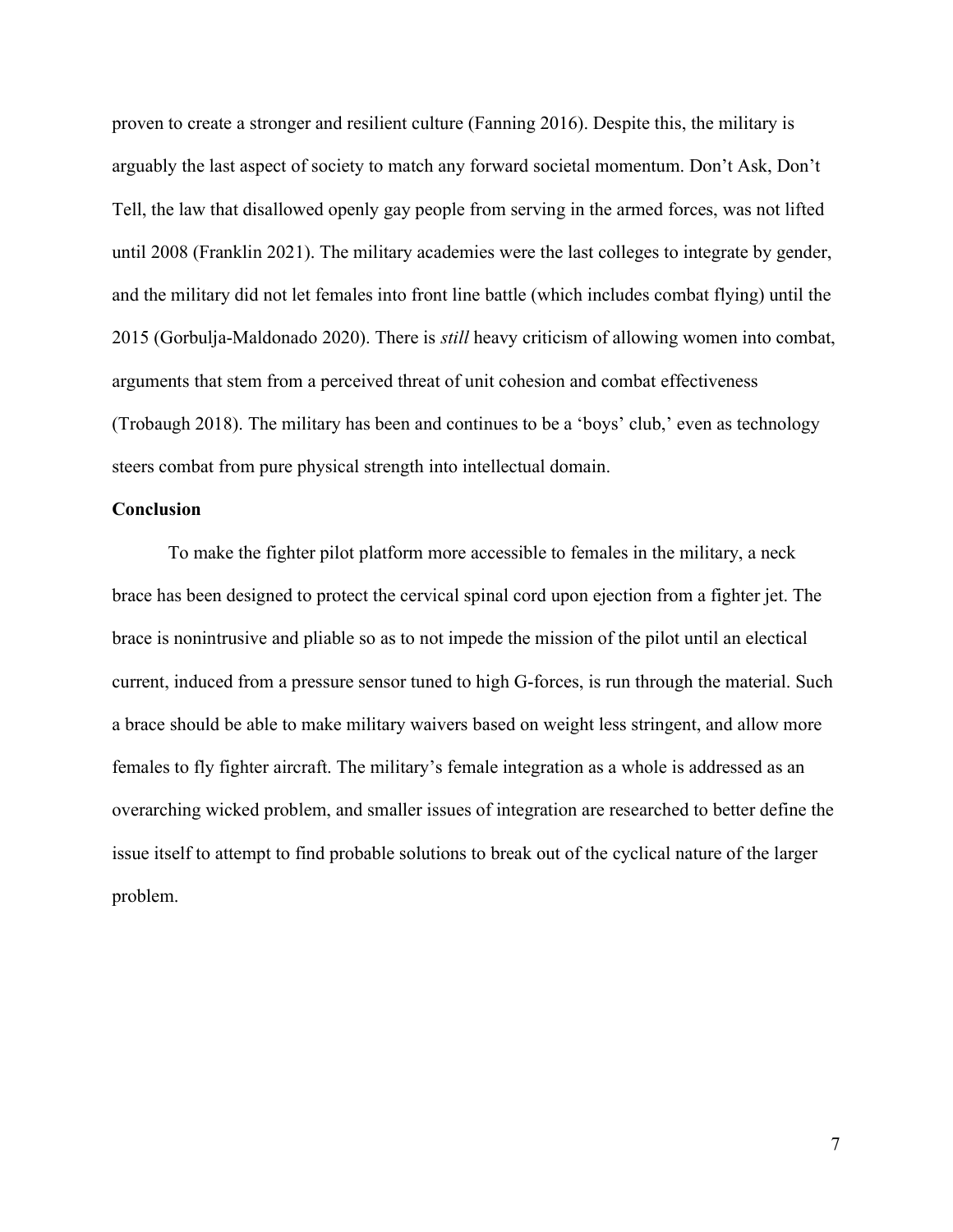proven to create a stronger and resilient culture (Fanning 2016). Despite this, the military is arguably the last aspect of society to match any forward societal momentum. Don't Ask, Don't Tell, the law that disallowed openly gay people from serving in the armed forces, was not lifted until 2008 (Franklin 2021). The military academies were the last colleges to integrate by gender, and the military did not let females into front line battle (which includes combat flying) until the 2015 (Gorbulja-Maldonado 2020). There is *still* heavy criticism of allowing women into combat, arguments that stem from a perceived threat of unit cohesion and combat effectiveness (Trobaugh 2018). The military has been and continues to be a 'boys' club,' even as technology steers combat from pure physical strength into intellectual domain.

**Conclusion**

To make the fighter pilot platform more accessible to females in the military, a neck brace has been designed to protect the cervical spinal cord upon ejection from a fighter jet. The brace is nonintrusive and pliable so as to not impede the mission of the pilot until an electical current, induced from a pressure sensor tuned to high G-forces, is run through the material. Such a brace should be able to make military waivers based on weight less stringent, and allow more females to fly fighter aircraft. The military's female integration as a whole is addressed as an overarching wicked problem, and smaller issues of integration are researched to better define the issue itself to attempt to find probable solutions to break out of the cyclical nature of the larger problem.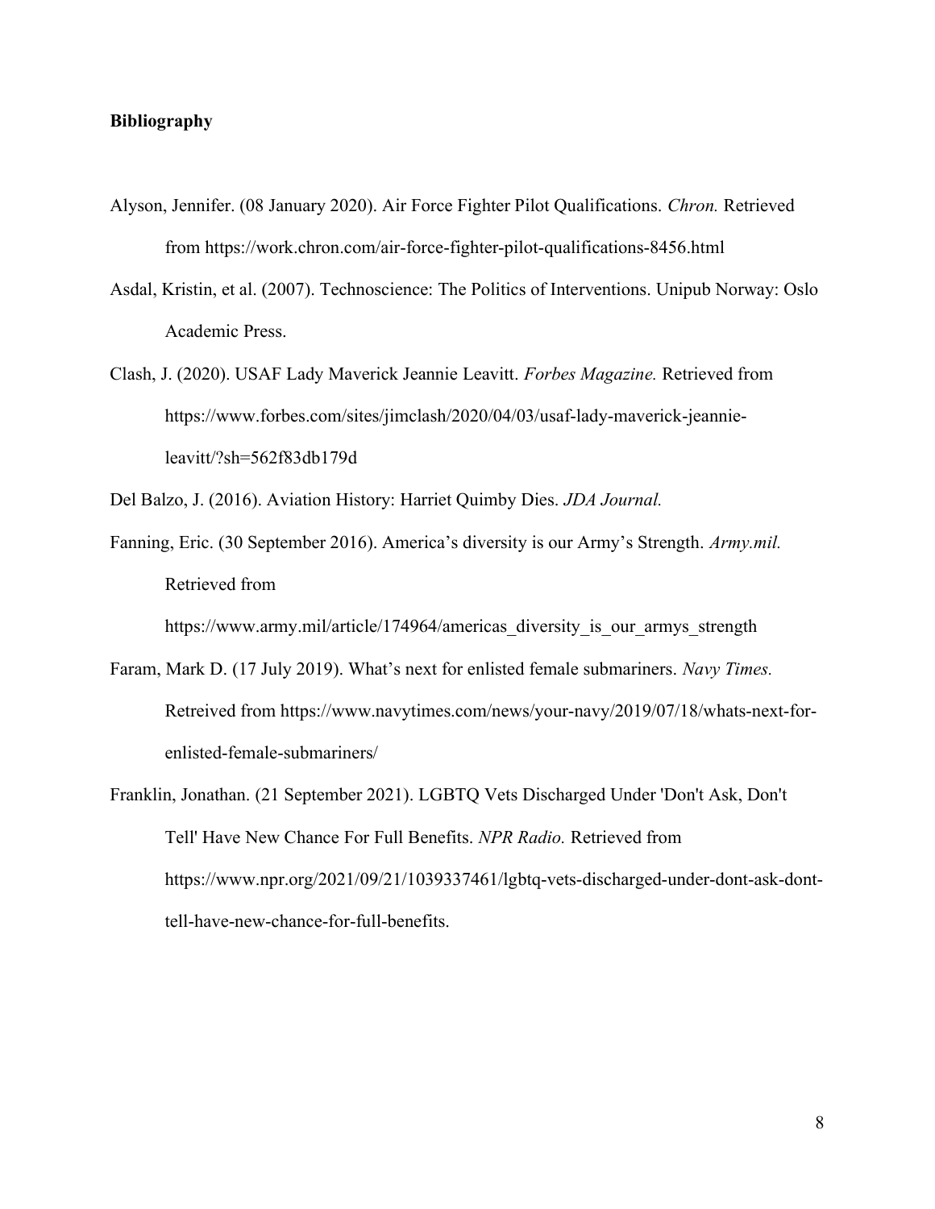**Bibliography**

Alyson, Jennifer. (08 January 2020). Air Force Fighter Pilot Qualifications. *Chron.* Retrieved from https://work.chron.com/air-force-fighter-pilot-qualifications-8456.html

Asdal, Kristin, et al. (2007). Technoscience: The Politics of Interventions. Unipub Norway: Oslo Academic Press.

Clash, J. (2020). USAF Lady Maverick Jeannie Leavitt. *Forbes Magazine.* Retrieved from https://www.forbes.com/sites/jimclash/2020/04/03/usaf-lady-maverick-jeannie-leavitt/?sh=562f83db179d

Del Balzo, J. (2016). Aviation History: Harriet Quimby Dies. *JDA Journal.*

Fanning, Eric. (30 September 2016). America's diversity is our Army's Strength. *Army.mil.* Retrieved from https://www.army.mil/article/174964/americas_diversity_is_our_armys_strength

Faram, Mark D. (17 July 2019). What's next for enlisted female submariners. *Navy Times.* Retreived from https://www.navytimes.com/news/your-navy/2019/07/18/whats-next-for-enlisted-female-submariners/

Franklin, Jonathan. (21 September 2021). LGBTQ Vets Discharged Under 'Don't Ask, Don't Tell' Have New Chance For Full Benefits. *NPR Radio.* Retrieved from https://www.npr.org/2021/09/21/1039337461/lgbtq-vets-discharged-under-dont-ask-dont-tell-have-new-chance-for-full-benefits.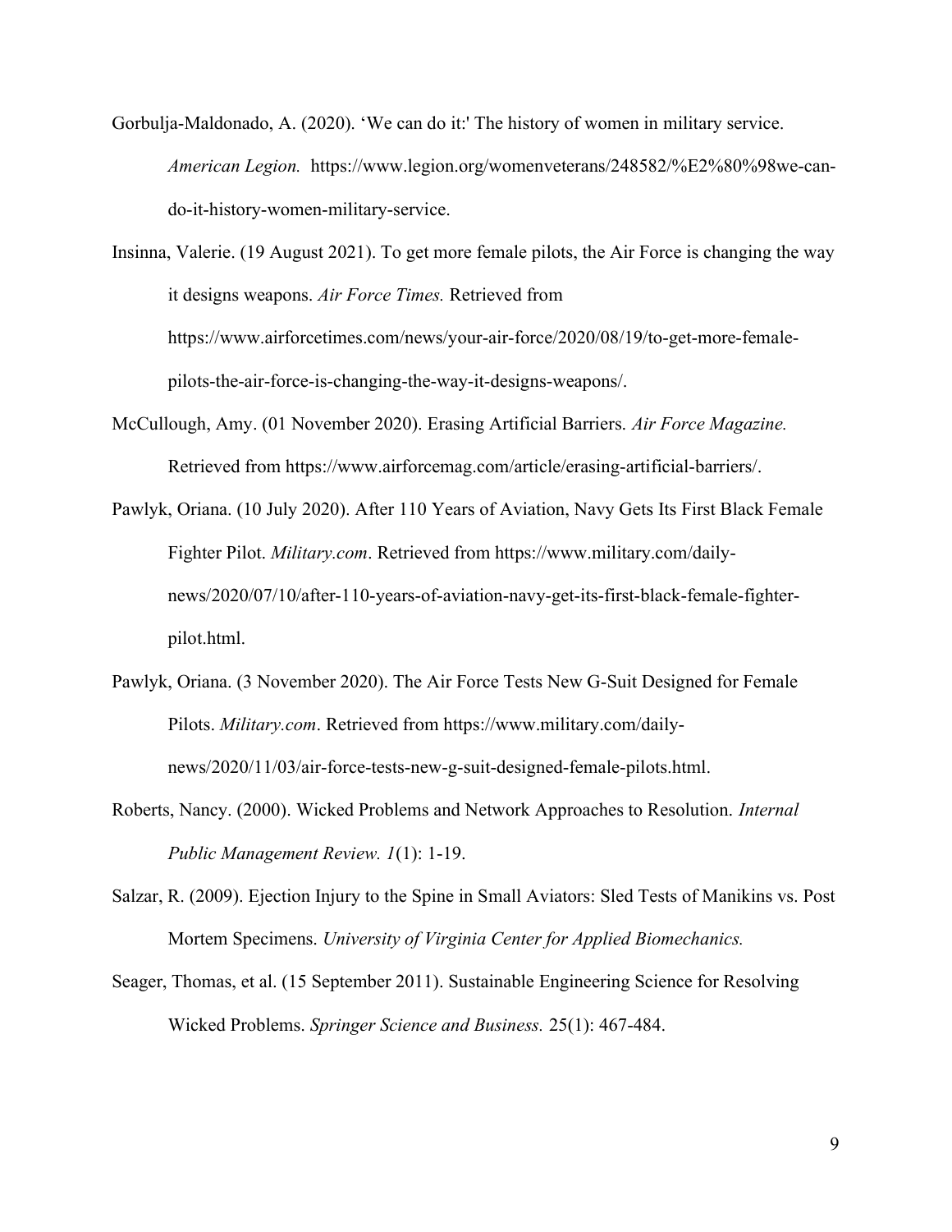Gorbulja-Maldonado, A. (2020). 'We can do it:' The history of women in military service. *American Legion.* https://www.legion.org/womenveterans/248582/%E2%80%98we-can-do-it-history-women-military-service.

Insinna, Valerie. (19 August 2021). To get more female pilots, the Air Force is changing the way it designs weapons. *Air Force Times.* Retrieved from https://www.airforcetimes.com/news/your-air-force/2020/08/19/to-get-more-female-pilots-the-air-force-is-changing-the-way-it-designs-weapons/.

McCullough, Amy. (01 November 2020). Erasing Artificial Barriers. *Air Force Magazine.* Retrieved from https://www.airforcemag.com/article/erasing-artificial-barriers/.

Pawlyk, Oriana. (10 July 2020). After 110 Years of Aviation, Navy Gets Its First Black Female Fighter Pilot. *Military.com*. Retrieved from https://www.military.com/daily-news/2020/07/10/after-110-years-of-aviation-navy-get-its-first-black-female-fighter-pilot.html.

Pawlyk, Oriana. (3 November 2020). The Air Force Tests New G-Suit Designed for Female Pilots. *Military.com*. Retrieved from https://www.military.com/daily-news/2020/11/03/air-force-tests-new-g-suit-designed-female-pilots.html.

Roberts, Nancy. (2000). Wicked Problems and Network Approaches to Resolution. *Internal Public Management Review. 1*(1): 1-19.

Salzar, R. (2009). Ejection Injury to the Spine in Small Aviators: Sled Tests of Manikins vs. Post Mortem Specimens. *University of Virginia Center for Applied Biomechanics.*

Seager, Thomas, et al. (15 September 2011). Sustainable Engineering Science for Resolving Wicked Problems. *Springer Science and Business.* 25(1): 467-484.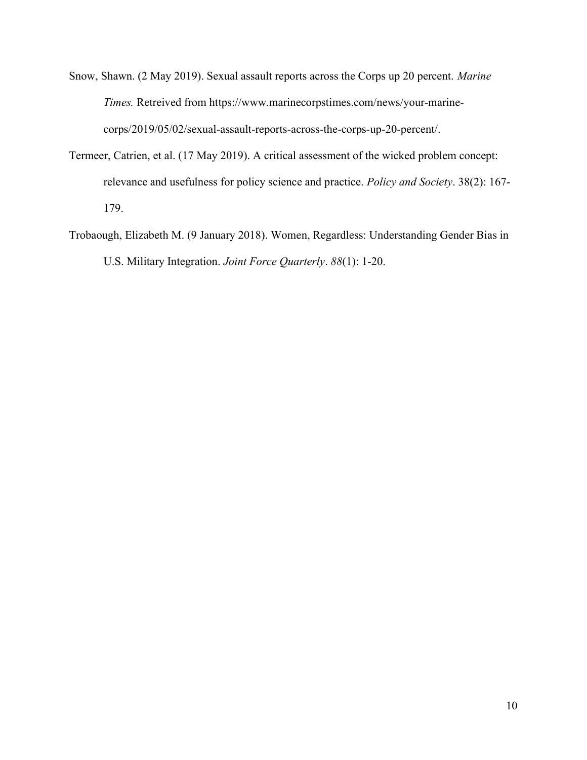Snow, Shawn. (2 May 2019). Sexual assault reports across the Corps up 20 percent. *Marine Times.* Retreived from https://www.marinecorpstimes.com/news/your-marine-corps/2019/05/02/sexual-assault-reports-across-the-corps-up-20-percent/.

Termeer, Catrien, et al. (17 May 2019). A critical assessment of the wicked problem concept: relevance and usefulness for policy science and practice. *Policy and Society*. 38(2): 167-179.

Trobaough, Elizabeth M. (9 January 2018). Women, Regardless: Understanding Gender Bias in U.S. Military Integration. *Joint Force Quarterly*. *88*(1): 1-20.